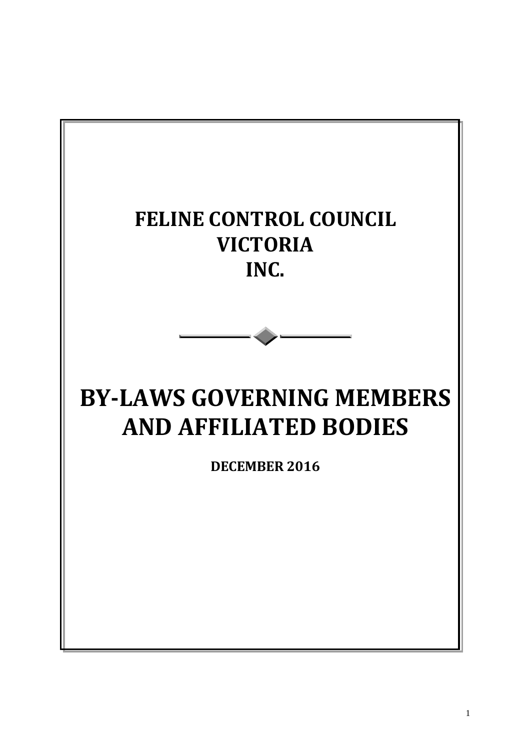# FELINE CONTROL COUNCIL VICTORIA INC.

# BY-LAWS GOVERNING MEMBERS AND AFFILIATED BODIES

**DECEMBER 2016**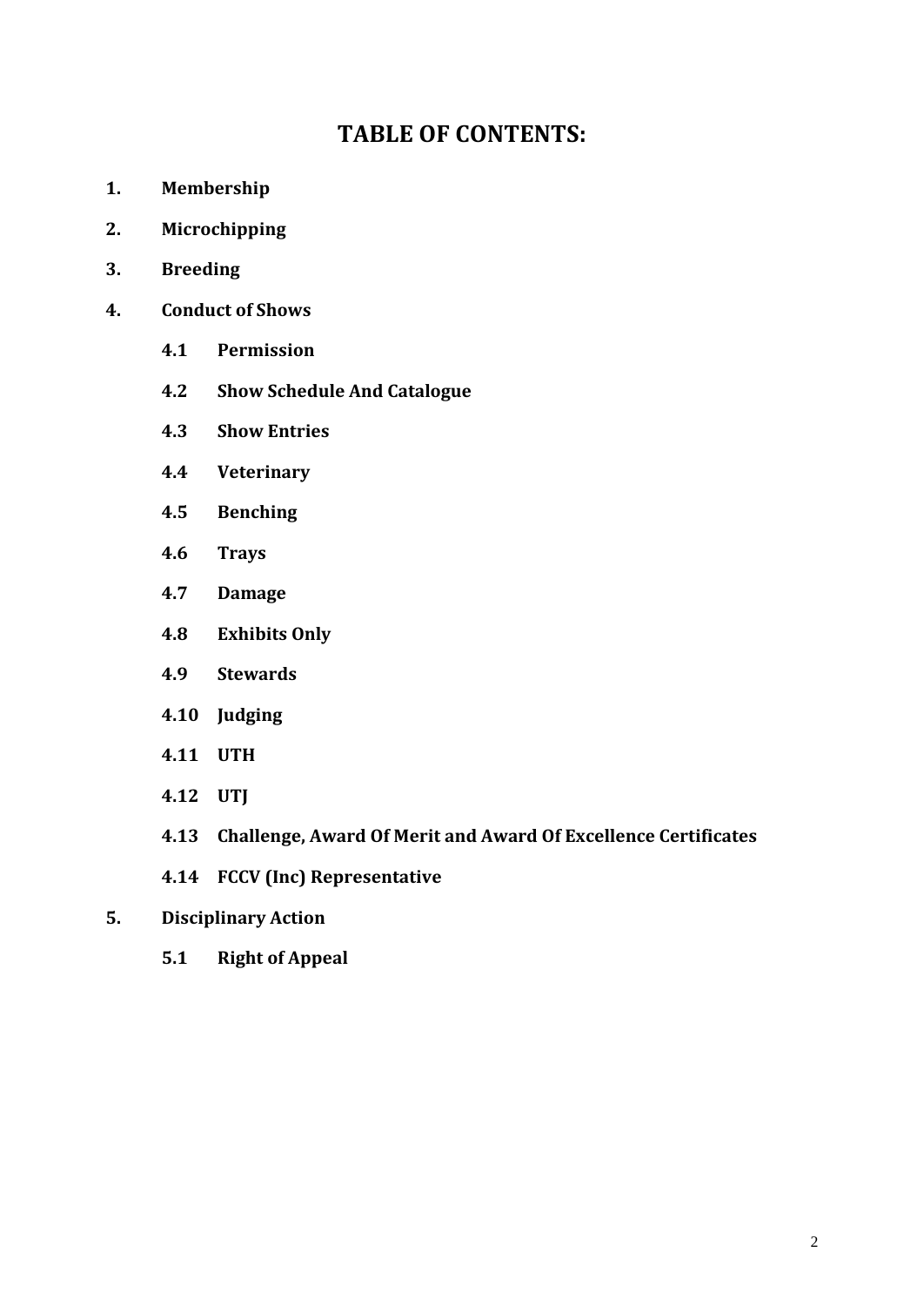# TABLE OF CONTENTS:

**1. Membership**

**2. Microchipping**

**3. Breeding**

**4. Conduct of Shows**

- **4.1 Permission**
- **4.2 Show Schedule And Catalogue**
- **4.3 Show Entries**
- **4.4 Veterinary**
- **4.5 Benching**
- **4.6 Trays**
- **4.7 Damage**
- **4.8 Exhibits Only**
- **4.9 Stewards**
- **4.10 Judging**
- **4.11 UTH**
- **4.12 UTJ**
- **4.13 Challenge, Award Of Merit and Award Of Excellence Certificates**
- **4.14 FCCV (Inc) Representative**

**5. Disciplinary Action**

- **5.1 Right of Appeal**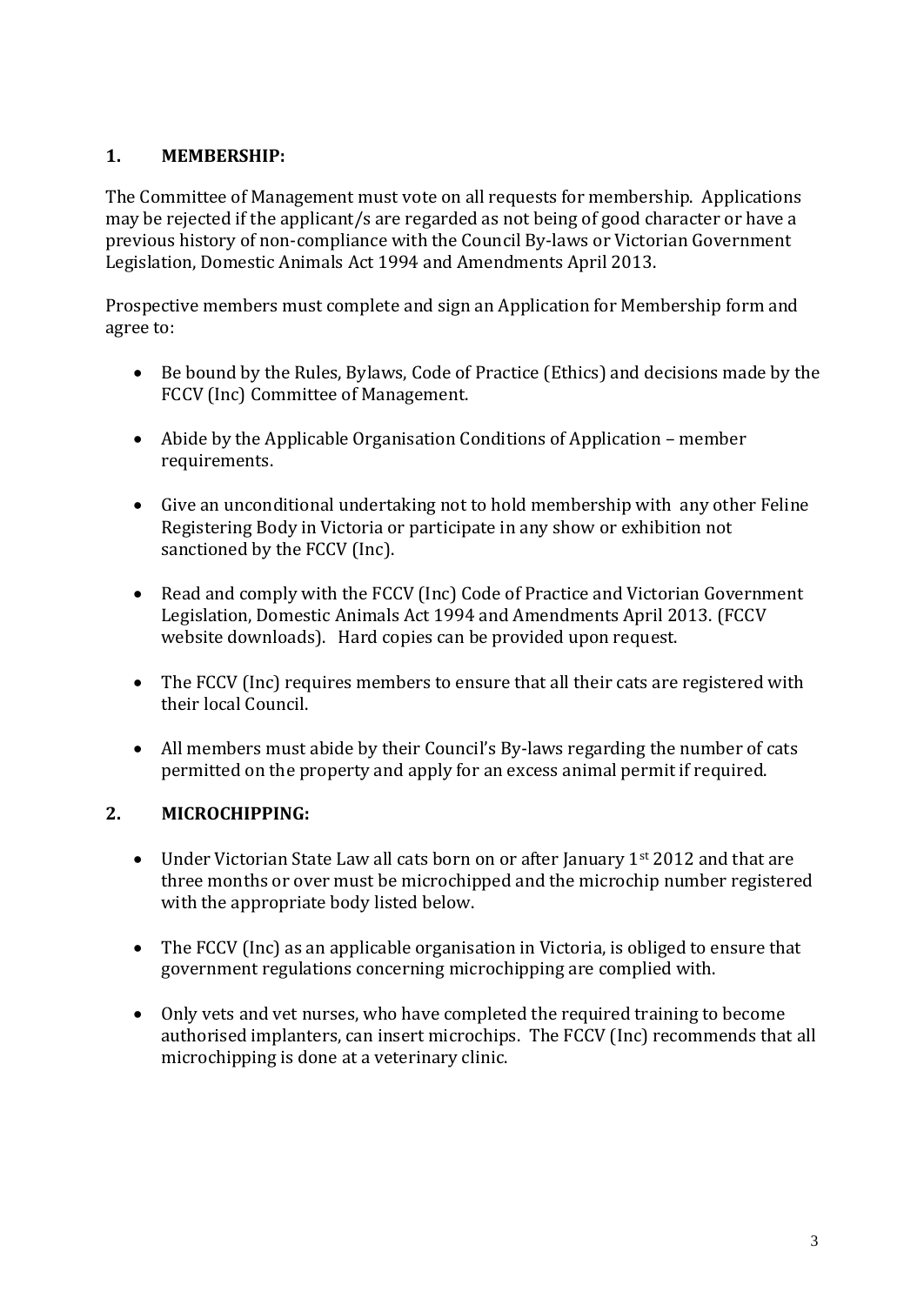## 1. MEMBERSHIP:

The Committee of Management must vote on all requests for membership. Applications may be rejected if the applicant/s are regarded as not being of good character or have a previous history of non-compliance with the Council By-laws or Victorian Government Legislation, Domestic Animals Act 1994 and Amendments April 2013.

Prospective members must complete and sign an Application for Membership form and agree to:

- Be bound by the Rules, Bylaws, Code of Practice (Ethics) and decisions made by the FCCV (Inc) Committee of Management.
- Abide by the Applicable Organisation Conditions of Application – member requirements.
- Give an unconditional undertaking not to hold membership with any other Feline Registering Body in Victoria or participate in any show or exhibition not sanctioned by the FCCV (Inc).
- Read and comply with the FCCV (Inc) Code of Practice and Victorian Government Legislation, Domestic Animals Act 1994 and Amendments April 2013. (FCCV website downloads). Hard copies can be provided upon request.
- The FCCV (Inc) requires members to ensure that all their cats are registered with their local Council.
- All members must abide by their Council's By-laws regarding the number of cats permitted on the property and apply for an excess animal permit if required.

## 2. MICROCHIPPING:

- Under Victorian State Law all cats born on or after January 1st 2012 and that are three months or over must be microchipped and the microchip number registered with the appropriate body listed below.
- The FCCV (Inc) as an applicable organisation in Victoria, is obliged to ensure that government regulations concerning microchipping are complied with.
- Only vets and vet nurses, who have completed the required training to become authorised implanters, can insert microchips. The FCCV (Inc) recommends that all microchipping is done at a veterinary clinic.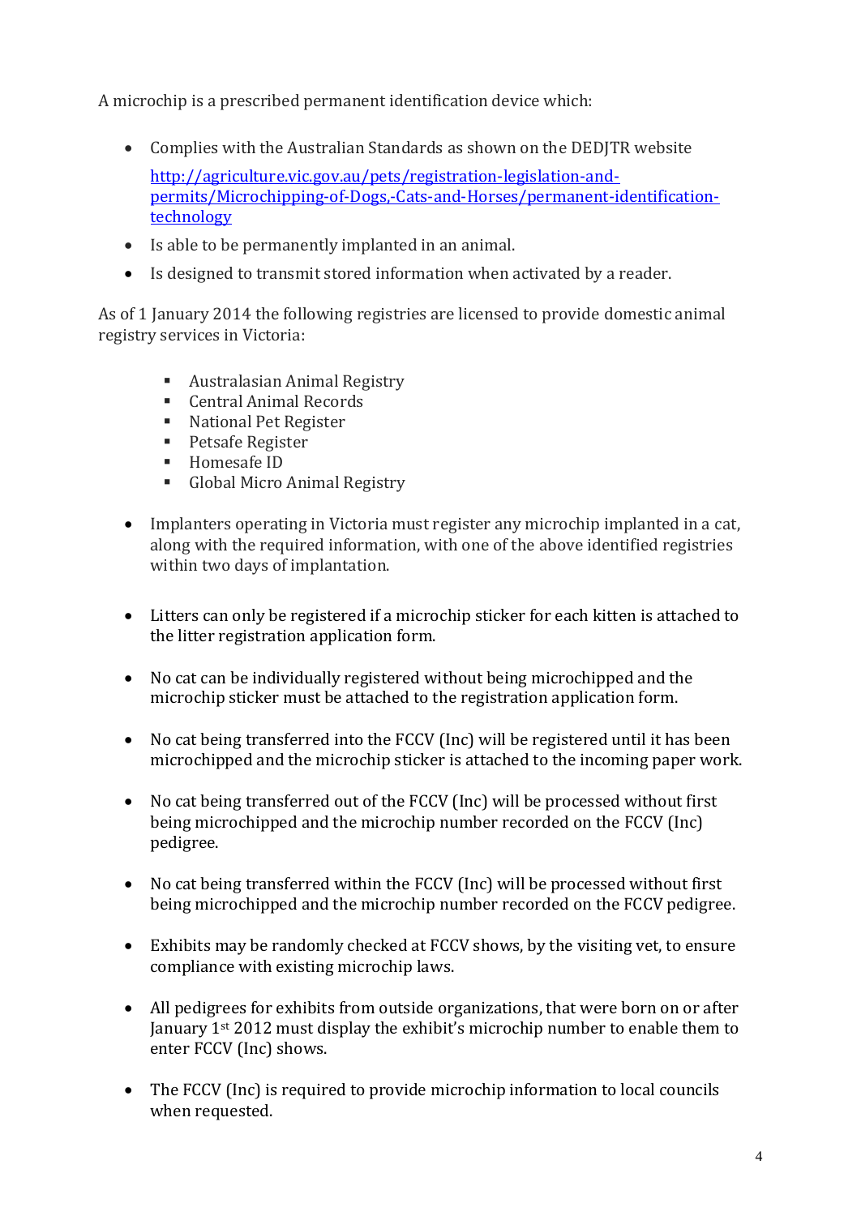A microchip is a prescribed permanent identification device which:

- Complies with the Australian Standards as shown on the DEDJTR website [http://agriculture.vic.gov.au/pets/registration-legislation-and-permits/Microchipping-of-Dogs,-Cats-and-Horses/permanent-identification-technology](http://agriculture.vic.gov.au/pets/registration-legislation-and-permits/Microchipping-of-Dogs,-Cats-and-Horses/permanent-identification-technology)
- Is able to be permanently implanted in an animal.
- Is designed to transmit stored information when activated by a reader.

As of 1 January 2014 the following registries are licensed to provide domestic animal registry services in Victoria:

- Australasian Animal Registry
- Central Animal Records
- National Pet Register
- Petsafe Register
- Homesafe ID
- Global Micro Animal Registry

- Implanters operating in Victoria must register any microchip implanted in a cat, along with the required information, with one of the above identified registries within two days of implantation.

- Litters can only be registered if a microchip sticker for each kitten is attached to the litter registration application form.

- No cat can be individually registered without being microchipped and the microchip sticker must be attached to the registration application form.

- No cat being transferred into the FCCV (Inc) will be registered until it has been microchipped and the microchip sticker is attached to the incoming paper work.

- No cat being transferred out of the FCCV (Inc) will be processed without first being microchipped and the microchip number recorded on the FCCV (Inc) pedigree.

- No cat being transferred within the FCCV (Inc) will be processed without first being microchipped and the microchip number recorded on the FCCV pedigree.

- Exhibits may be randomly checked at FCCV shows, by the visiting vet, to ensure compliance with existing microchip laws.

- All pedigrees for exhibits from outside organizations, that were born on or after January 1st 2012 must display the exhibit's microchip number to enable them to enter FCCV (Inc) shows.

- The FCCV (Inc) is required to provide microchip information to local councils when requested.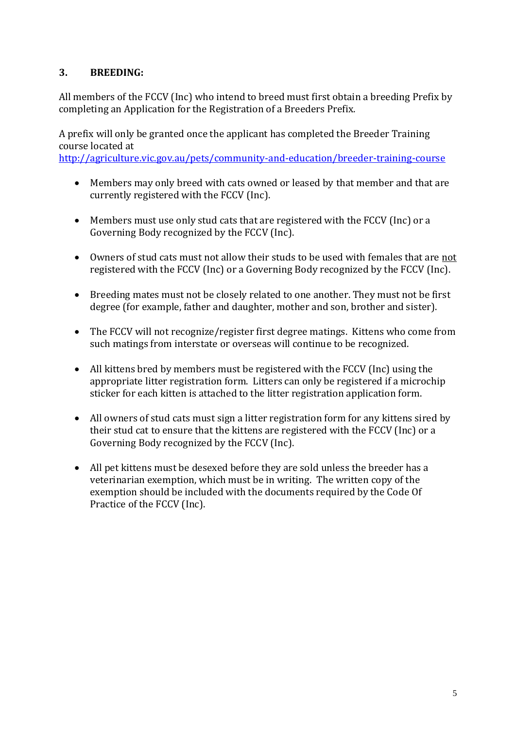## 3. BREEDING:

All members of the FCCV (Inc) who intend to breed must first obtain a breeding Prefix by completing an Application for the Registration of a Breeders Prefix.

A prefix will only be granted once the applicant has completed the Breeder Training course located at
http://agriculture.vic.gov.au/pets/community-and-education/breeder-training-course

- Members may only breed with cats owned or leased by that member and that are currently registered with the FCCV (Inc).
- Members must use only stud cats that are registered with the FCCV (Inc) or a Governing Body recognized by the FCCV (Inc).
- Owners of stud cats must not allow their studs to be used with females that are <u>not</u> registered with the FCCV (Inc) or a Governing Body recognized by the FCCV (Inc).
- Breeding mates must not be closely related to one another. They must not be first degree (for example, father and daughter, mother and son, brother and sister).
- The FCCV will not recognize/register first degree matings. Kittens who come from such matings from interstate or overseas will continue to be recognized.
- All kittens bred by members must be registered with the FCCV (Inc) using the appropriate litter registration form. Litters can only be registered if a microchip sticker for each kitten is attached to the litter registration application form.
- All owners of stud cats must sign a litter registration form for any kittens sired by their stud cat to ensure that the kittens are registered with the FCCV (Inc) or a Governing Body recognized by the FCCV (Inc).
- All pet kittens must be desexed before they are sold unless the breeder has a veterinarian exemption, which must be in writing. The written copy of the exemption should be included with the documents required by the Code Of Practice of the FCCV (Inc).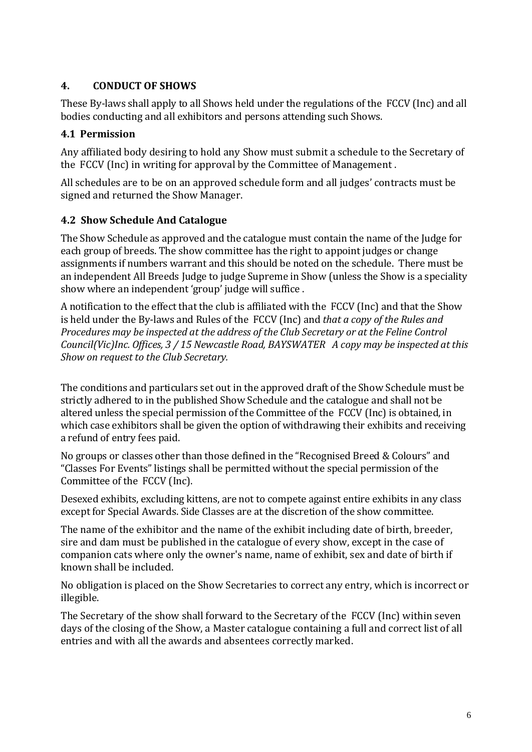## 4. CONDUCT OF SHOWS

These By-laws shall apply to all Shows held under the regulations of the FCCV (Inc) and all bodies conducting and all exhibitors and persons attending such Shows.

### 4.1 Permission

Any affiliated body desiring to hold any Show must submit a schedule to the Secretary of the FCCV (Inc) in writing for approval by the Committee of Management .

All schedules are to be on an approved schedule form and all judges' contracts must be signed and returned the Show Manager.

### 4.2 Show Schedule And Catalogue

The Show Schedule as approved and the catalogue must contain the name of the Judge for each group of breeds. The show committee has the right to appoint judges or change assignments if numbers warrant and this should be noted on the schedule. There must be an independent All Breeds Judge to judge Supreme in Show (unless the Show is a speciality show where an independent 'group' judge will suffice .

A notification to the effect that the club is affiliated with the FCCV (Inc) and that the Show is held under the By-laws and Rules of the FCCV (Inc) and *that a copy of the Rules and Procedures may be inspected at the address of the Club Secretary or at the Feline Control Council(Vic)Inc. Offices, 3 / 15 Newcastle Road, BAYSWATER A copy may be inspected at this Show on request to the Club Secretary.*

The conditions and particulars set out in the approved draft of the Show Schedule must be strictly adhered to in the published Show Schedule and the catalogue and shall not be altered unless the special permission of the Committee of the FCCV (Inc) is obtained, in which case exhibitors shall be given the option of withdrawing their exhibits and receiving a refund of entry fees paid.

No groups or classes other than those defined in the "Recognised Breed & Colours" and "Classes For Events" listings shall be permitted without the special permission of the Committee of the FCCV (Inc).

Desexed exhibits, excluding kittens, are not to compete against entire exhibits in any class except for Special Awards. Side Classes are at the discretion of the show committee.

The name of the exhibitor and the name of the exhibit including date of birth, breeder, sire and dam must be published in the catalogue of every show, except in the case of companion cats where only the owner's name, name of exhibit, sex and date of birth if known shall be included.

No obligation is placed on the Show Secretaries to correct any entry, which is incorrect or illegible.

The Secretary of the show shall forward to the Secretary of the FCCV (Inc) within seven days of the closing of the Show, a Master catalogue containing a full and correct list of all entries and with all the awards and absentees correctly marked.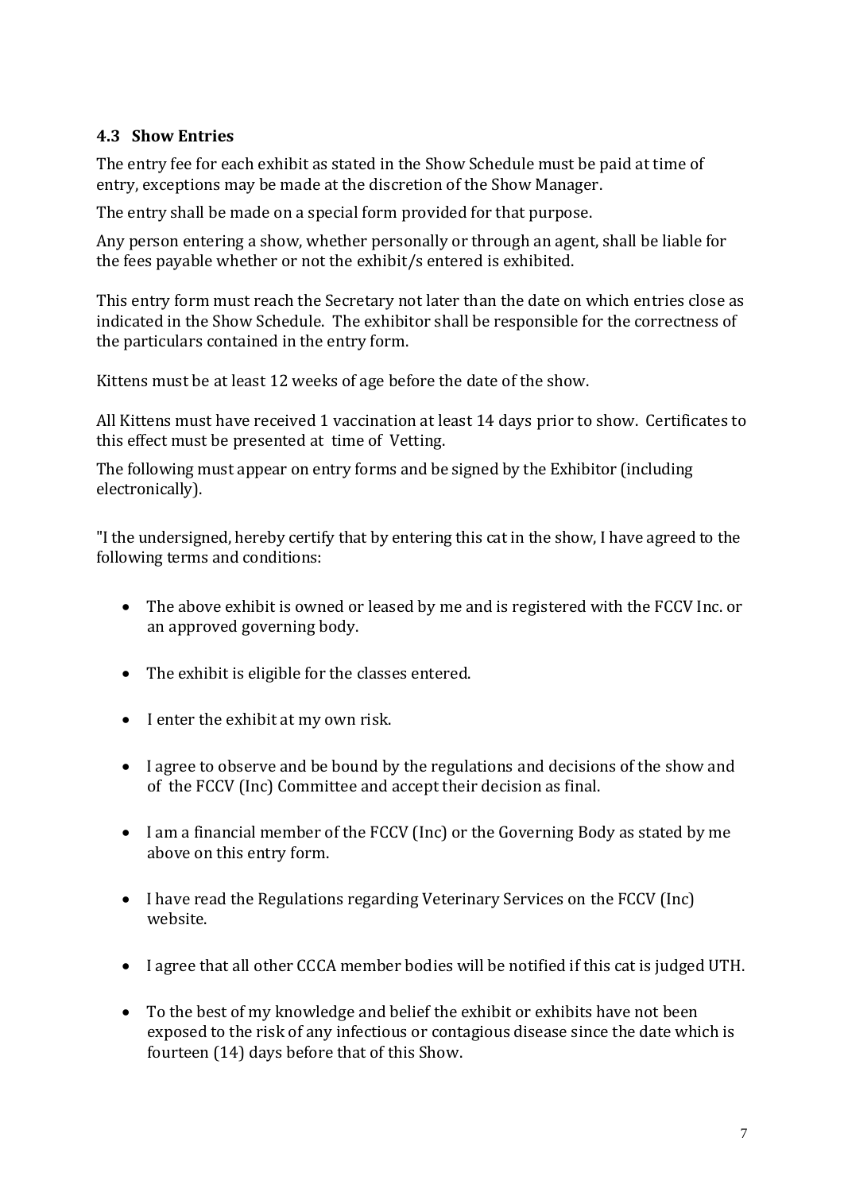### 4.3 Show Entries

The entry fee for each exhibit as stated in the Show Schedule must be paid at time of entry, exceptions may be made at the discretion of the Show Manager.

The entry shall be made on a special form provided for that purpose.

Any person entering a show, whether personally or through an agent, shall be liable for the fees payable whether or not the exhibit/s entered is exhibited.

This entry form must reach the Secretary not later than the date on which entries close as indicated in the Show Schedule. The exhibitor shall be responsible for the correctness of the particulars contained in the entry form.

Kittens must be at least 12 weeks of age before the date of the show.

All Kittens must have received 1 vaccination at least 14 days prior to show. Certificates to this effect must be presented at time of Vetting.

The following must appear on entry forms and be signed by the Exhibitor (including electronically).

"I the undersigned, hereby certify that by entering this cat in the show, I have agreed to the following terms and conditions:

- The above exhibit is owned or leased by me and is registered with the FCCV Inc. or an approved governing body.
- The exhibit is eligible for the classes entered.
- I enter the exhibit at my own risk.
- I agree to observe and be bound by the regulations and decisions of the show and of the FCCV (Inc) Committee and accept their decision as final.
- I am a financial member of the FCCV (Inc) or the Governing Body as stated by me above on this entry form.
- I have read the Regulations regarding Veterinary Services on the FCCV (Inc) website.
- I agree that all other CCCA member bodies will be notified if this cat is judged UTH.
- To the best of my knowledge and belief the exhibit or exhibits have not been exposed to the risk of any infectious or contagious disease since the date which is fourteen (14) days before that of this Show.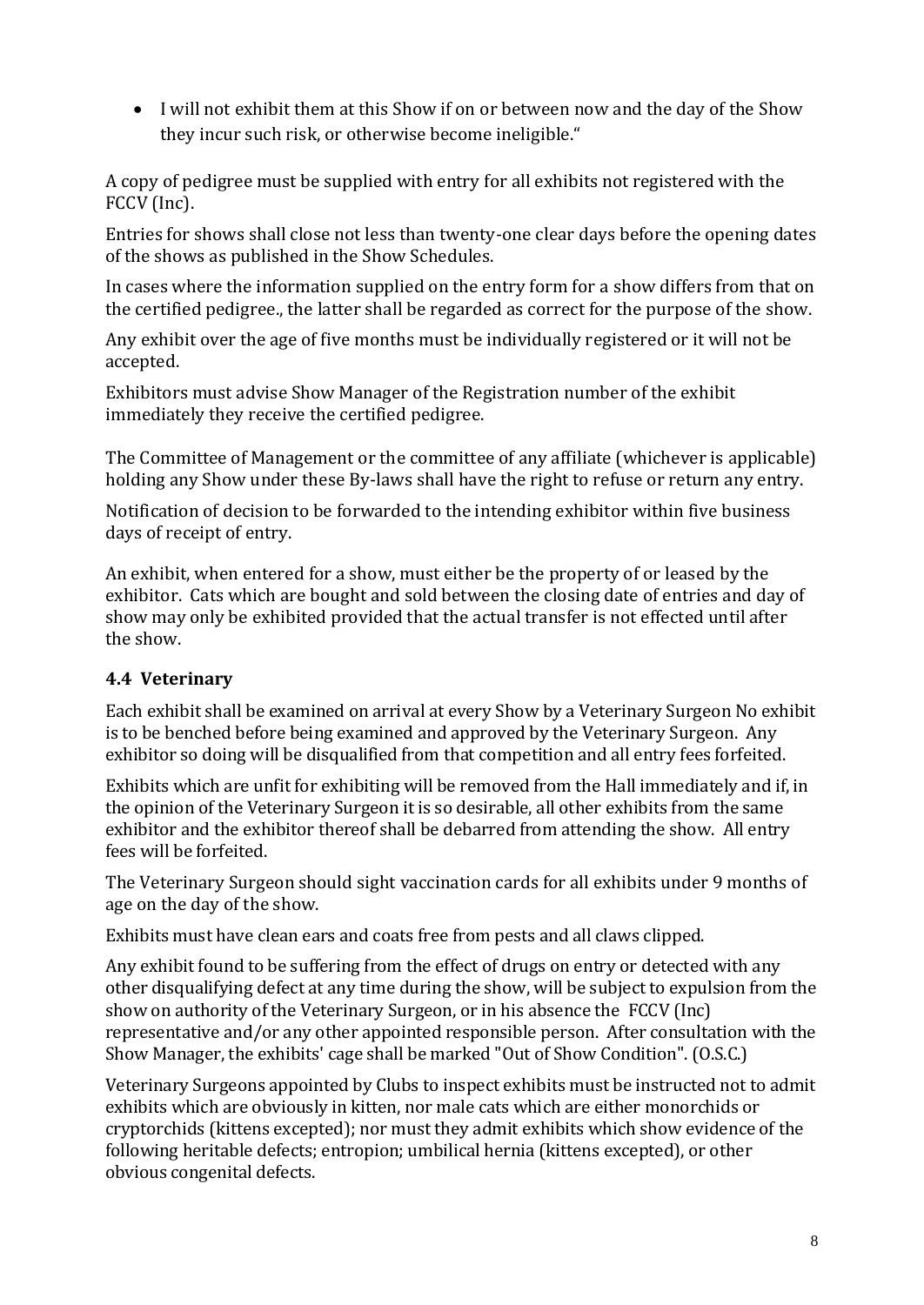- I will not exhibit them at this Show if on or between now and the day of the Show they incur such risk, or otherwise become ineligible.“

A copy of pedigree must be supplied with entry for all exhibits not registered with the FCCV (Inc).

Entries for shows shall close not less than twenty-one clear days before the opening dates of the shows as published in the Show Schedules.

In cases where the information supplied on the entry form for a show differs from that on the certified pedigree., the latter shall be regarded as correct for the purpose of the show.

Any exhibit over the age of five months must be individually registered or it will not be accepted.

Exhibitors must advise Show Manager of the Registration number of the exhibit immediately they receive the certified pedigree.

The Committee of Management or the committee of any affiliate (whichever is applicable) holding any Show under these By-laws shall have the right to refuse or return any entry.

Notification of decision to be forwarded to the intending exhibitor within five business days of receipt of entry.

An exhibit, when entered for a show, must either be the property of or leased by the exhibitor. Cats which are bought and sold between the closing date of entries and day of show may only be exhibited provided that the actual transfer is not effected until after the show.

### 4.4 Veterinary

Each exhibit shall be examined on arrival at every Show by a Veterinary Surgeon No exhibit is to be benched before being examined and approved by the Veterinary Surgeon. Any exhibitor so doing will be disqualified from that competition and all entry fees forfeited.

Exhibits which are unfit for exhibiting will be removed from the Hall immediately and if, in the opinion of the Veterinary Surgeon it is so desirable, all other exhibits from the same exhibitor and the exhibitor thereof shall be debarred from attending the show. All entry fees will be forfeited.

The Veterinary Surgeon should sight vaccination cards for all exhibits under 9 months of age on the day of the show.

Exhibits must have clean ears and coats free from pests and all claws clipped.

Any exhibit found to be suffering from the effect of drugs on entry or detected with any other disqualifying defect at any time during the show, will be subject to expulsion from the show on authority of the Veterinary Surgeon, or in his absence the FCCV (Inc) representative and/or any other appointed responsible person. After consultation with the Show Manager, the exhibits' cage shall be marked "Out of Show Condition". (O.S.C.)

Veterinary Surgeons appointed by Clubs to inspect exhibits must be instructed not to admit exhibits which are obviously in kitten, nor male cats which are either monorchids or cryptorchids (kittens excepted); nor must they admit exhibits which show evidence of the following heritable defects; entropion; umbilical hernia (kittens excepted), or other obvious congenital defects.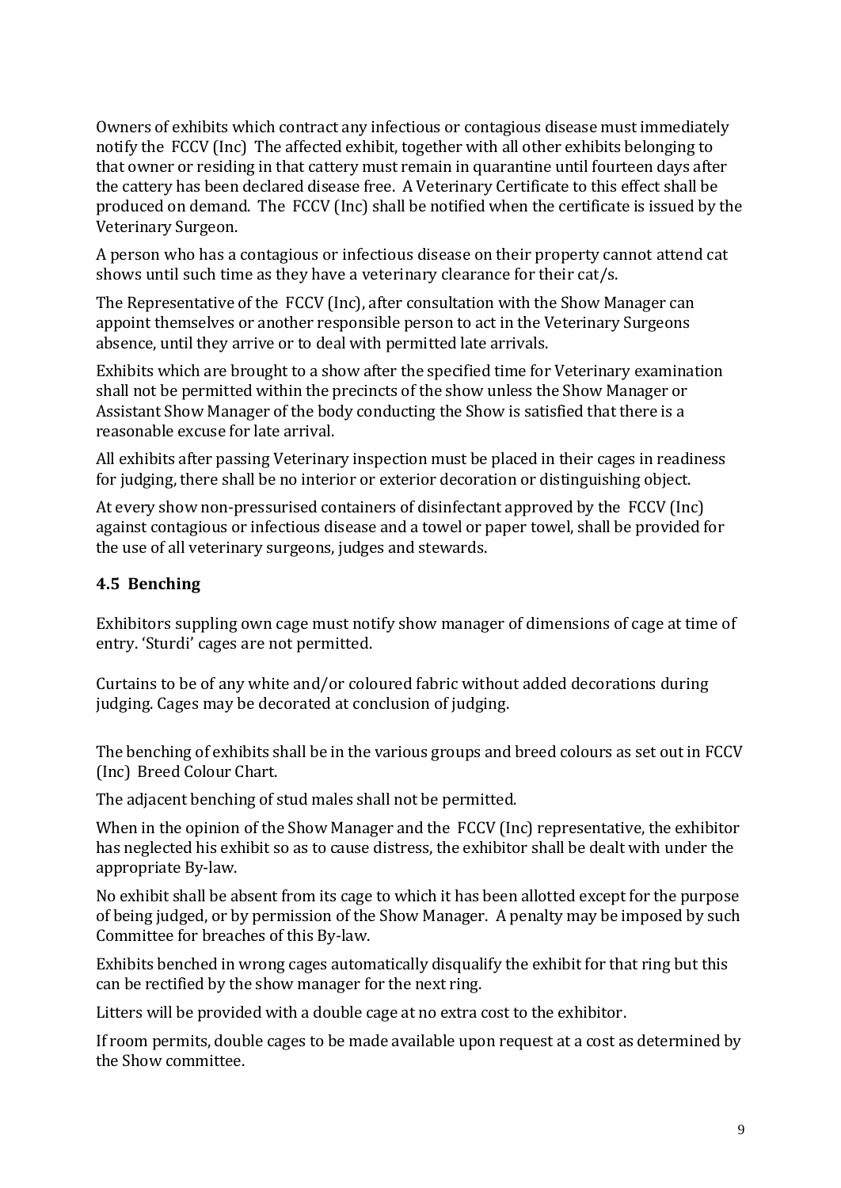Owners of exhibits which contract any infectious or contagious disease must immediately notify the FCCV (Inc) The affected exhibit, together with all other exhibits belonging to that owner or residing in that cattery must remain in quarantine until fourteen days after the cattery has been declared disease free. A Veterinary Certificate to this effect shall be produced on demand. The FCCV (Inc) shall be notified when the certificate is issued by the Veterinary Surgeon.

A person who has a contagious or infectious disease on their property cannot attend cat shows until such time as they have a veterinary clearance for their cat/s.

The Representative of the FCCV (Inc), after consultation with the Show Manager can appoint themselves or another responsible person to act in the Veterinary Surgeons absence, until they arrive or to deal with permitted late arrivals.

Exhibits which are brought to a show after the specified time for Veterinary examination shall not be permitted within the precincts of the show unless the Show Manager or Assistant Show Manager of the body conducting the Show is satisfied that there is a reasonable excuse for late arrival.

All exhibits after passing Veterinary inspection must be placed in their cages in readiness for judging, there shall be no interior or exterior decoration or distinguishing object.

At every show non-pressurised containers of disinfectant approved by the FCCV (Inc) against contagious or infectious disease and a towel or paper towel, shall be provided for the use of all veterinary surgeons, judges and stewards.

### 4.5 Benching

Exhibitors suppling own cage must notify show manager of dimensions of cage at time of entry. 'Sturdi' cages are not permitted.

Curtains to be of any white and/or coloured fabric without added decorations during judging. Cages may be decorated at conclusion of judging.

The benching of exhibits shall be in the various groups and breed colours as set out in FCCV (Inc) Breed Colour Chart.

The adjacent benching of stud males shall not be permitted.

When in the opinion of the Show Manager and the FCCV (Inc) representative, the exhibitor has neglected his exhibit so as to cause distress, the exhibitor shall be dealt with under the appropriate By-law.

No exhibit shall be absent from its cage to which it has been allotted except for the purpose of being judged, or by permission of the Show Manager. A penalty may be imposed by such Committee for breaches of this By-law.

Exhibits benched in wrong cages automatically disqualify the exhibit for that ring but this can be rectified by the show manager for the next ring.

Litters will be provided with a double cage at no extra cost to the exhibitor.

If room permits, double cages to be made available upon request at a cost as determined by the Show committee.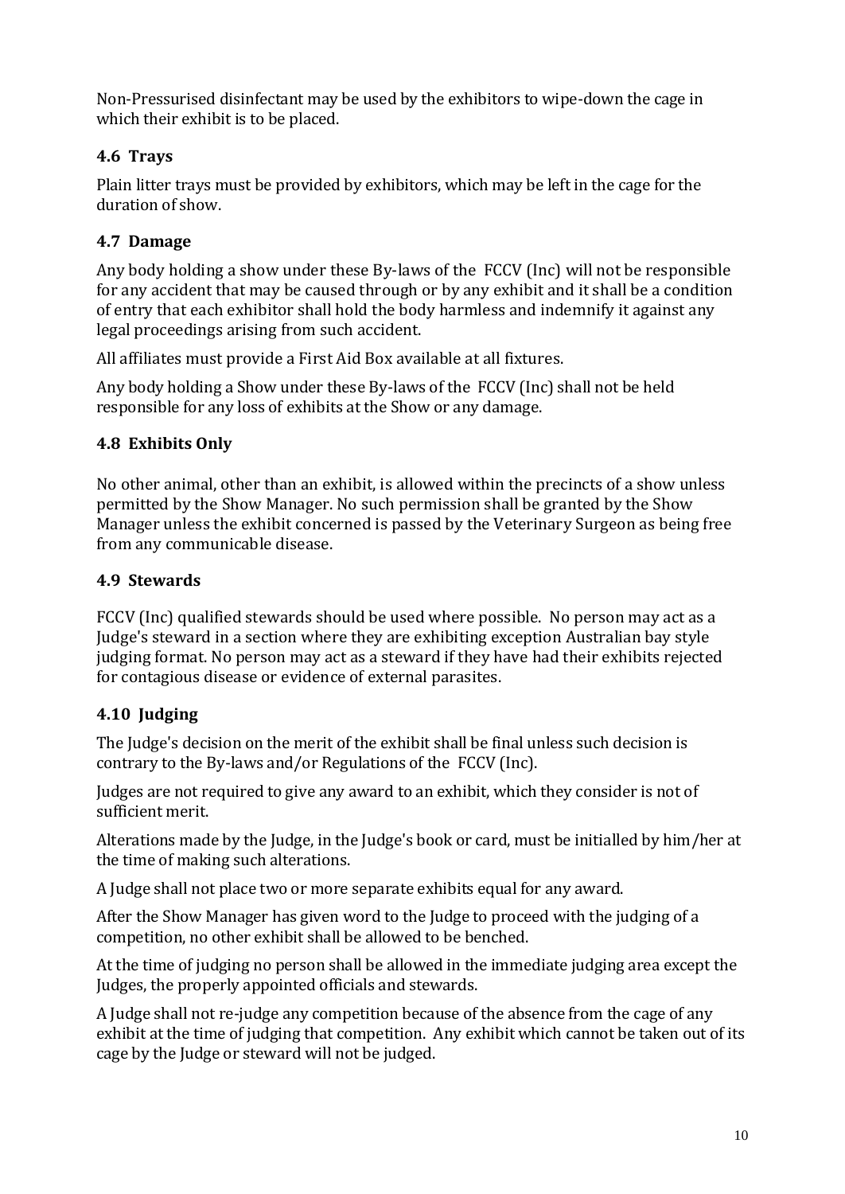Non-Pressurised disinfectant may be used by the exhibitors to wipe-down the cage in which their exhibit is to be placed.

### 4.6 Trays

Plain litter trays must be provided by exhibitors, which may be left in the cage for the duration of show.

### 4.7 Damage

Any body holding a show under these By-laws of the FCCV (Inc) will not be responsible for any accident that may be caused through or by any exhibit and it shall be a condition of entry that each exhibitor shall hold the body harmless and indemnify it against any legal proceedings arising from such accident.

All affiliates must provide a First Aid Box available at all fixtures.

Any body holding a Show under these By-laws of the FCCV (Inc) shall not be held responsible for any loss of exhibits at the Show or any damage.

### 4.8 Exhibits Only

No other animal, other than an exhibit, is allowed within the precincts of a show unless permitted by the Show Manager. No such permission shall be granted by the Show Manager unless the exhibit concerned is passed by the Veterinary Surgeon as being free from any communicable disease.

### 4.9 Stewards

FCCV (Inc) qualified stewards should be used where possible. No person may act as a Judge's steward in a section where they are exhibiting exception Australian bay style judging format. No person may act as a steward if they have had their exhibits rejected for contagious disease or evidence of external parasites.

### 4.10 Judging

The Judge's decision on the merit of the exhibit shall be final unless such decision is contrary to the By-laws and/or Regulations of the FCCV (Inc).

Judges are not required to give any award to an exhibit, which they consider is not of sufficient merit.

Alterations made by the Judge, in the Judge's book or card, must be initialled by him/her at the time of making such alterations.

A Judge shall not place two or more separate exhibits equal for any award.

After the Show Manager has given word to the Judge to proceed with the judging of a competition, no other exhibit shall be allowed to be benched.

At the time of judging no person shall be allowed in the immediate judging area except the Judges, the properly appointed officials and stewards.

A Judge shall not re-judge any competition because of the absence from the cage of any exhibit at the time of judging that competition. Any exhibit which cannot be taken out of its cage by the Judge or steward will not be judged.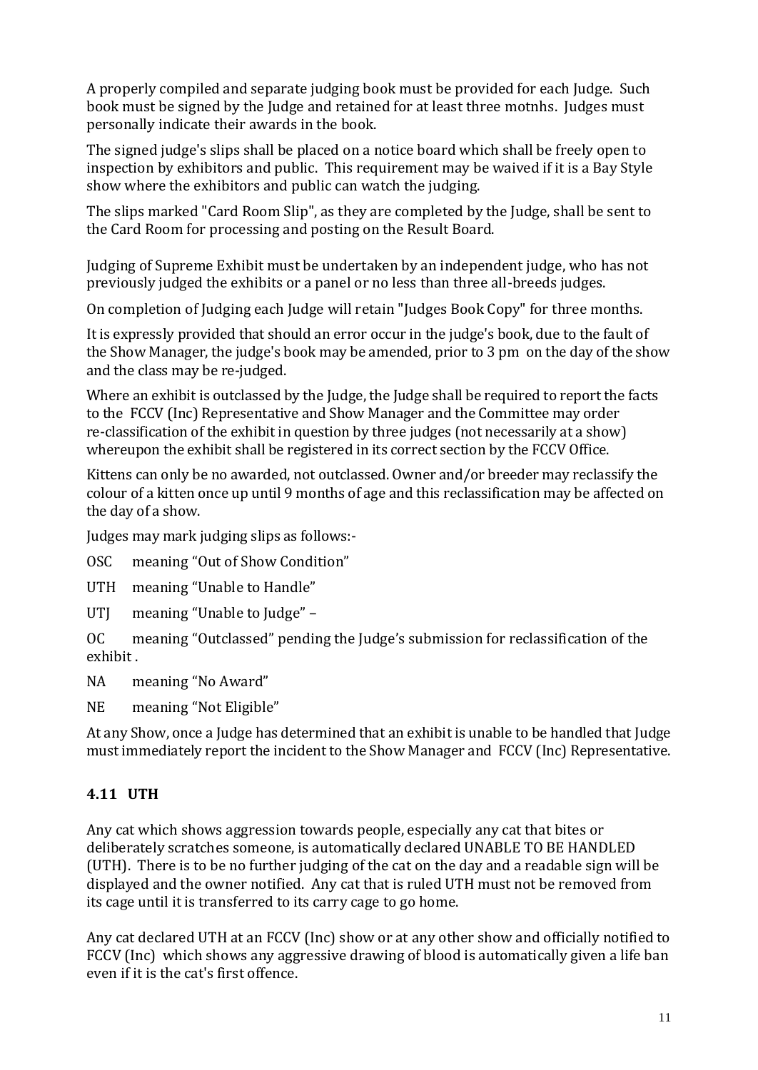A properly compiled and separate judging book must be provided for each Judge. Such book must be signed by the Judge and retained for at least three motnhs. Judges must personally indicate their awards in the book.

The signed judge's slips shall be placed on a notice board which shall be freely open to inspection by exhibitors and public. This requirement may be waived if it is a Bay Style show where the exhibitors and public can watch the judging.

The slips marked "Card Room Slip", as they are completed by the Judge, shall be sent to the Card Room for processing and posting on the Result Board.

Judging of Supreme Exhibit must be undertaken by an independent judge, who has not previously judged the exhibits or a panel or no less than three all-breeds judges.

On completion of Judging each Judge will retain "Judges Book Copy" for three months.

It is expressly provided that should an error occur in the judge's book, due to the fault of the Show Manager, the judge's book may be amended, prior to 3 pm on the day of the show and the class may be re-judged.

Where an exhibit is outclassed by the Judge, the Judge shall be required to report the facts to the FCCV (Inc) Representative and Show Manager and the Committee may order re-classification of the exhibit in question by three judges (not necessarily at a show) whereupon the exhibit shall be registered in its correct section by the FCCV Office.

Kittens can only be no awarded, not outclassed. Owner and/or breeder may reclassify the colour of a kitten once up until 9 months of age and this reclassification may be affected on the day of a show.

Judges may mark judging slips as follows:-

OSC meaning "Out of Show Condition"

UTH meaning "Unable to Handle"

UTJ meaning "Unable to Judge" –

OC meaning "Outclassed" pending the Judge's submission for reclassification of the exhibit .

NA meaning "No Award"

NE meaning "Not Eligible"

At any Show, once a Judge has determined that an exhibit is unable to be handled that Judge must immediately report the incident to the Show Manager and FCCV (Inc) Representative.

### 4.11 UTH

Any cat which shows aggression towards people, especially any cat that bites or deliberately scratches someone, is automatically declared UNABLE TO BE HANDLED (UTH). There is to be no further judging of the cat on the day and a readable sign will be displayed and the owner notified. Any cat that is ruled UTH must not be removed from its cage until it is transferred to its carry cage to go home.

Any cat declared UTH at an FCCV (Inc) show or at any other show and officially notified to FCCV (Inc) which shows any aggressive drawing of blood is automatically given a life ban even if it is the cat's first offence.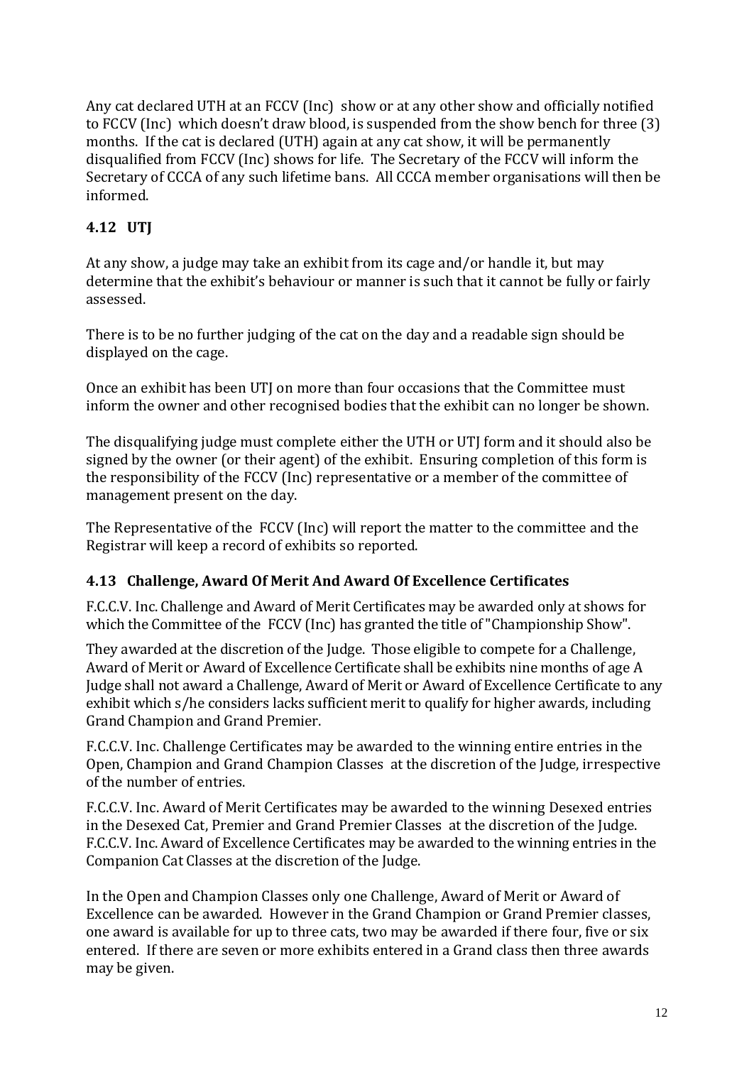Any cat declared UTH at an FCCV (Inc) show or at any other show and officially notified to FCCV (Inc) which doesn't draw blood, is suspended from the show bench for three (3) months. If the cat is declared (UTH) again at any cat show, it will be permanently disqualified from FCCV (Inc) shows for life. The Secretary of the FCCV will inform the Secretary of CCCA of any such lifetime bans. All CCCA member organisations will then be informed.

### 4.12 UTJ

At any show, a judge may take an exhibit from its cage and/or handle it, but may determine that the exhibit's behaviour or manner is such that it cannot be fully or fairly assessed.

There is to be no further judging of the cat on the day and a readable sign should be displayed on the cage.

Once an exhibit has been UTJ on more than four occasions that the Committee must inform the owner and other recognised bodies that the exhibit can no longer be shown.

The disqualifying judge must complete either the UTH or UTJ form and it should also be signed by the owner (or their agent) of the exhibit. Ensuring completion of this form is the responsibility of the FCCV (Inc) representative or a member of the committee of management present on the day.

The Representative of the FCCV (Inc) will report the matter to the committee and the Registrar will keep a record of exhibits so reported.

### 4.13 Challenge, Award Of Merit And Award Of Excellence Certificates

F.C.C.V. Inc. Challenge and Award of Merit Certificates may be awarded only at shows for which the Committee of the FCCV (Inc) has granted the title of "Championship Show".

They awarded at the discretion of the Judge. Those eligible to compete for a Challenge, Award of Merit or Award of Excellence Certificate shall be exhibits nine months of age A Judge shall not award a Challenge, Award of Merit or Award of Excellence Certificate to any exhibit which s/he considers lacks sufficient merit to qualify for higher awards, including Grand Champion and Grand Premier.

F.C.C.V. Inc. Challenge Certificates may be awarded to the winning entire entries in the Open, Champion and Grand Champion Classes at the discretion of the Judge, irrespective of the number of entries.

F.C.C.V. Inc. Award of Merit Certificates may be awarded to the winning Desexed entries in the Desexed Cat, Premier and Grand Premier Classes at the discretion of the Judge. F.C.C.V. Inc. Award of Excellence Certificates may be awarded to the winning entries in the Companion Cat Classes at the discretion of the Judge.

In the Open and Champion Classes only one Challenge, Award of Merit or Award of Excellence can be awarded. However in the Grand Champion or Grand Premier classes, one award is available for up to three cats, two may be awarded if there four, five or six entered. If there are seven or more exhibits entered in a Grand class then three awards may be given.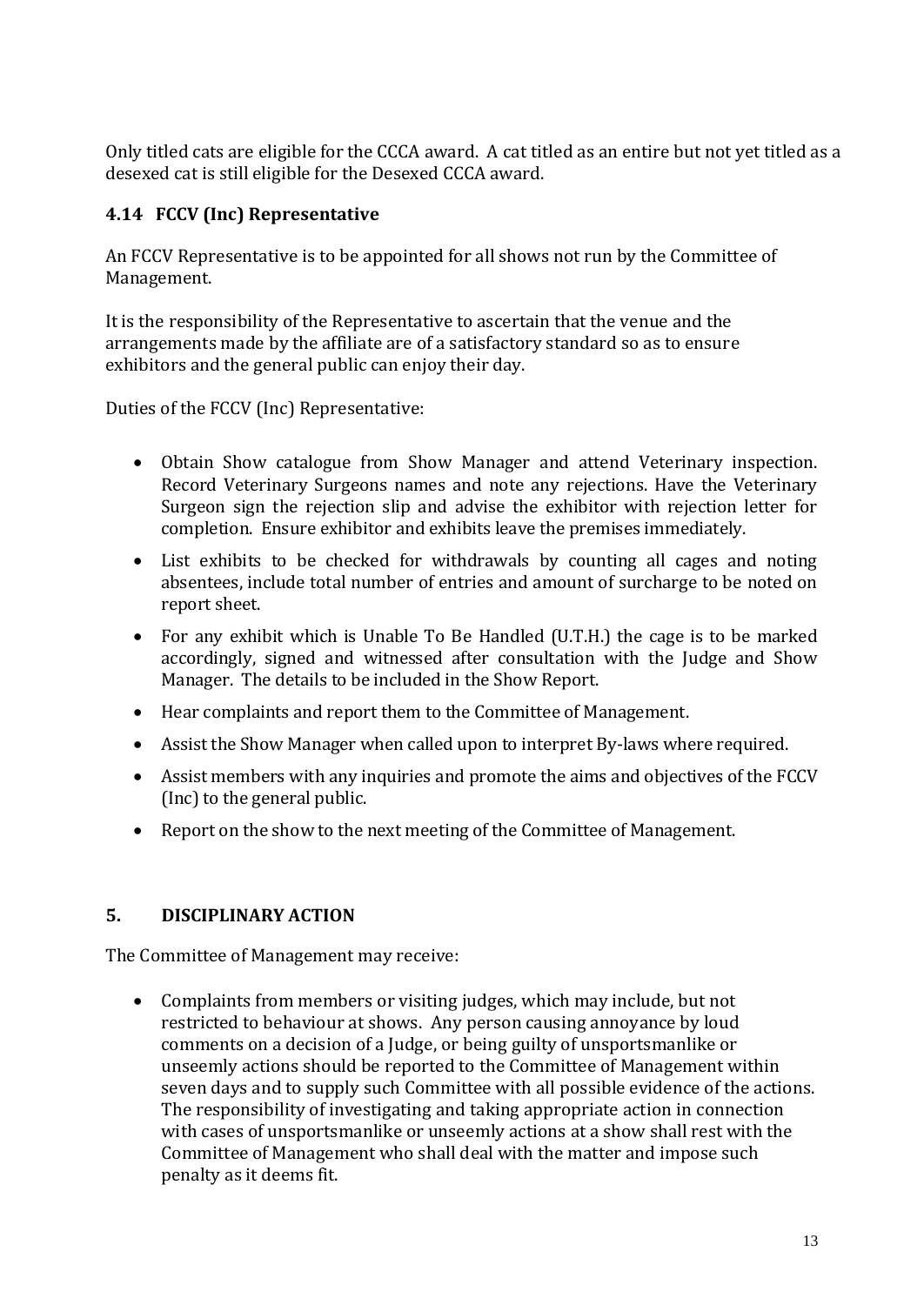Only titled cats are eligible for the CCCA award. A cat titled as an entire but not yet titled as a desexed cat is still eligible for the Desexed CCCA award.

### 4.14 FCCV (Inc) Representative

An FCCV Representative is to be appointed for all shows not run by the Committee of Management.

It is the responsibility of the Representative to ascertain that the venue and the arrangements made by the affiliate are of a satisfactory standard so as to ensure exhibitors and the general public can enjoy their day.

Duties of the FCCV (Inc) Representative:

- Obtain Show catalogue from Show Manager and attend Veterinary inspection. Record Veterinary Surgeons names and note any rejections. Have the Veterinary Surgeon sign the rejection slip and advise the exhibitor with rejection letter for completion. Ensure exhibitor and exhibits leave the premises immediately.
- List exhibits to be checked for withdrawals by counting all cages and noting absentees, include total number of entries and amount of surcharge to be noted on report sheet.
- For any exhibit which is Unable To Be Handled (U.T.H.) the cage is to be marked accordingly, signed and witnessed after consultation with the Judge and Show Manager. The details to be included in the Show Report.
- Hear complaints and report them to the Committee of Management.
- Assist the Show Manager when called upon to interpret By-laws where required.
- Assist members with any inquiries and promote the aims and objectives of the FCCV (Inc) to the general public.
- Report on the show to the next meeting of the Committee of Management.

## 5. DISCIPLINARY ACTION

The Committee of Management may receive:

- Complaints from members or visiting judges, which may include, but not restricted to behaviour at shows. Any person causing annoyance by loud comments on a decision of a Judge, or being guilty of unsportsmanlike or unseemly actions should be reported to the Committee of Management within seven days and to supply such Committee with all possible evidence of the actions. The responsibility of investigating and taking appropriate action in connection with cases of unsportsmanlike or unseemly actions at a show shall rest with the Committee of Management who shall deal with the matter and impose such penalty as it deems fit.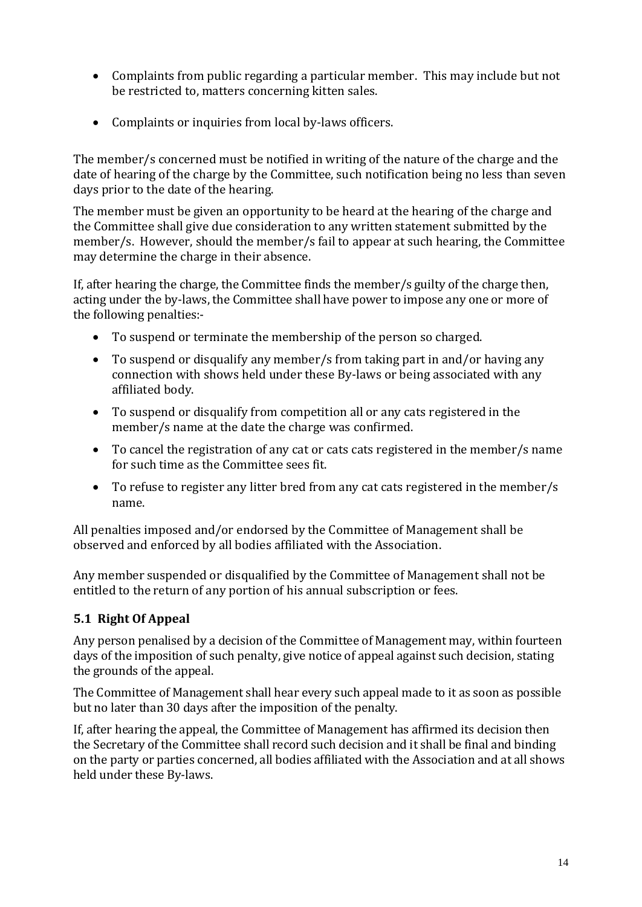- Complaints from public regarding a particular member. This may include but not be restricted to, matters concerning kitten sales.

- Complaints or inquiries from local by-laws officers.

The member/s concerned must be notified in writing of the nature of the charge and the date of hearing of the charge by the Committee, such notification being no less than seven days prior to the date of the hearing.

The member must be given an opportunity to be heard at the hearing of the charge and the Committee shall give due consideration to any written statement submitted by the member/s. However, should the member/s fail to appear at such hearing, the Committee may determine the charge in their absence.

If, after hearing the charge, the Committee finds the member/s guilty of the charge then, acting under the by-laws, the Committee shall have power to impose any one or more of the following penalties:-

- To suspend or terminate the membership of the person so charged.
- To suspend or disqualify any member/s from taking part in and/or having any connection with shows held under these By-laws or being associated with any affiliated body.
- To suspend or disqualify from competition all or any cats registered in the member/s name at the date the charge was confirmed.
- To cancel the registration of any cat or cats cats registered in the member/s name for such time as the Committee sees fit.
- To refuse to register any litter bred from any cat cats registered in the member/s name.

All penalties imposed and/or endorsed by the Committee of Management shall be observed and enforced by all bodies affiliated with the Association.

Any member suspended or disqualified by the Committee of Management shall not be entitled to the return of any portion of his annual subscription or fees.

### 5.1 Right Of Appeal

Any person penalised by a decision of the Committee of Management may, within fourteen days of the imposition of such penalty, give notice of appeal against such decision, stating the grounds of the appeal.

The Committee of Management shall hear every such appeal made to it as soon as possible but no later than 30 days after the imposition of the penalty.

If, after hearing the appeal, the Committee of Management has affirmed its decision then the Secretary of the Committee shall record such decision and it shall be final and binding on the party or parties concerned, all bodies affiliated with the Association and at all shows held under these By-laws.